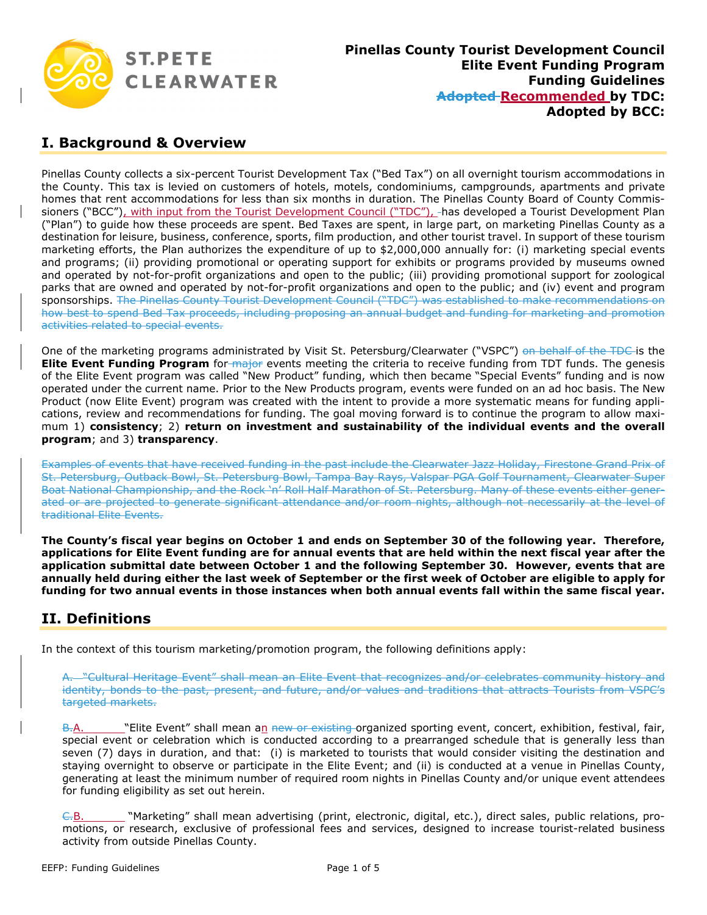**Pinellas County Tourist Development Council**
**Elite Event Funding Program**
**Funding Guidelines**
**~~Adopted~~ Recommended by TDC:**
**Adopted by BCC:**

## I. Background & Overview

Pinellas County collects a six-percent Tourist Development Tax ("Bed Tax") on all overnight tourism accommodations in the County. This tax is levied on customers of hotels, motels, condominiums, campgrounds, apartments and private homes that rent accommodations for less than six months in duration. The Pinellas County Board of County Commissioners ("BCC"), with input from the Tourist Development Council ("TDC"), ~~-~~has developed a Tourist Development Plan ("Plan") to guide how these proceeds are spent. Bed Taxes are spent, in large part, on marketing Pinellas County as a destination for leisure, business, conference, sports, film production, and other tourist travel. In support of these tourism marketing efforts, the Plan authorizes the expenditure of up to $2,000,000 annually for: (i) marketing special events and programs; (ii) providing promotional or operating support for exhibits or programs provided by museums owned and operated by not-for-profit organizations and open to the public; (iii) providing promotional support for zoological parks that are owned and operated by not-for-profit organizations and open to the public; and (iv) event and program sponsorships. ~~The Pinellas County Tourist Development Council ("TDC") was established to make recommendations on how best to spend Bed Tax proceeds, including proposing an annual budget and funding for marketing and promotion activities related to special events.~~

One of the marketing programs administrated by Visit St. Petersburg/Clearwater ("VSPC") ~~on behalf of the TDC~~ is the **Elite Event Funding Program** for ~~major~~ events meeting the criteria to receive funding from TDT funds. The genesis of the Elite Event program was called "New Product" funding, which then became "Special Events" funding and is now operated under the current name. Prior to the New Products program, events were funded on an ad hoc basis. The New Product (now Elite Event) program was created with the intent to provide a more systematic means for funding applications, review and recommendations for funding. The goal moving forward is to continue the program to allow maximum 1) **consistency**; 2) **return on investment and sustainability of the individual events and the overall program**; and 3) **transparency**.

~~Examples of events that have received funding in the past include the Clearwater Jazz Holiday, Firestone Grand Prix of St. Petersburg, Outback Bowl, St. Petersburg Bowl, Tampa Bay Rays, Valspar PGA Golf Tournament, Clearwater Super Boat National Championship, and the Rock 'n' Roll Half Marathon of St. Petersburg. Many of these events either generated or are projected to generate significant attendance and/or room nights, although not necessarily at the level of traditional Elite Events.~~

**The County's fiscal year begins on October 1 and ends on September 30 of the following year. Therefore, applications for Elite Event funding are for annual events that are held within the next fiscal year after the application submittal date between October 1 and the following September 30. However, events that are annually held during either the last week of September or the first week of October are eligible to apply for funding for two annual events in those instances when both annual events fall within the same fiscal year.**

## II. Definitions

In the context of this tourism marketing/promotion program, the following definitions apply:

~~A. "Cultural Heritage Event" shall mean an Elite Event that recognizes and/or celebrates community history and identity, bonds to the past, present, and future, and/or values and traditions that attracts Tourists from VSPC's targeted markets.~~

~~B.~~A. "Elite Event" shall mean an ~~new or existing~~ organized sporting event, concert, exhibition, festival, fair, special event or celebration which is conducted according to a prearranged schedule that is generally less than seven (7) days in duration, and that: (i) is marketed to tourists that would consider visiting the destination and staying overnight to observe or participate in the Elite Event; and (ii) is conducted at a venue in Pinellas County, generating at least the minimum number of required room nights in Pinellas County and/or unique event attendees for funding eligibility as set out herein.

~~C.~~B. "Marketing" shall mean advertising (print, electronic, digital, etc.), direct sales, public relations, promotions, or research, exclusive of professional fees and services, designed to increase tourist-related business activity from outside Pinellas County.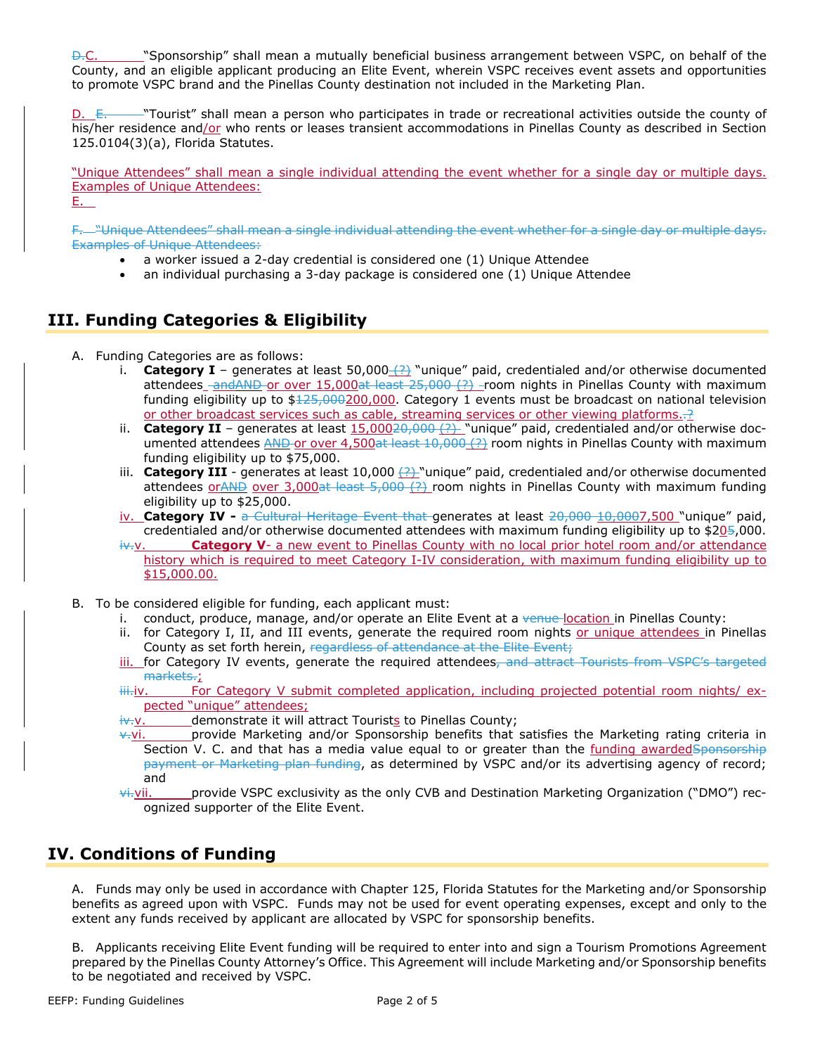~~D.~~C. “Sponsorship” shall mean a mutually beneficial business arrangement between VSPC, on behalf of the County, and an eligible applicant producing an Elite Event, wherein VSPC receives event assets and opportunities to promote VSPC brand and the Pinellas County destination not included in the Marketing Plan.

D. ~~E.~~ “Tourist” shall mean a person who participates in trade or recreational activities outside the county of his/her residence and/or who rents or leases transient accommodations in Pinellas County as described in Section 125.0104(3)(a), Florida Statutes.

“Unique Attendees” shall mean a single individual attending the event whether for a single day or multiple days. Examples of Unique Attendees:
E.

~~F. “Unique Attendees” shall mean a single individual attending the event whether for a single day or multiple days. Examples of Unique Attendees:~~

- a worker issued a 2-day credential is considered one (1) Unique Attendee
- an individual purchasing a 3-day package is considered one (1) Unique Attendee

## III. Funding Categories & Eligibility

A. Funding Categories are as follows:

i. **Category I** – generates at least 50,000~~(?)~~ “unique” paid, credentialed and/or otherwise documented attendees ~~andAND~~ or over 15,000~~at least 25,000 (?)~~ room nights in Pinellas County with maximum funding eligibility up to $~~125,000~~200,000. Category 1 events must be broadcast on national television or other broadcast services such as cable, streaming services or other viewing platforms.~~.?~~

ii. **Category II** – generates at least 15,000~~20,000 (?)~~ “unique” paid, credentialed and/or otherwise documented attendees ~~AND~~ or over 4,500~~at least 10,000 (?)~~ room nights in Pinellas County with maximum funding eligibility up to $75,000.

iii. **Category III** - generates at least 10,000 ~~(?)~~ “unique” paid, credentialed and/or otherwise documented attendees or~~AND~~ over 3,000~~at least 5,000 (?)~~ room nights in Pinellas County with maximum funding eligibility up to $25,000.

iv. **Category IV -** ~~a Cultural Heritage Event that~~ generates at least ~~20,000 10,000~~7,500 “unique” paid, credentialed and/or otherwise documented attendees with maximum funding eligibility up to $20~~5~~,000.

~~iv.~~v. **Category V**- a new event to Pinellas County with no local prior hotel room and/or attendance history which is required to meet Category I-IV consideration, with maximum funding eligibility up to $15,000.00.

B. To be considered eligible for funding, each applicant must:

i. conduct, produce, manage, and/or operate an Elite Event at a ~~venue~~ location in Pinellas County:

ii. for Category I, II, and III events, generate the required room nights or unique attendees in Pinellas County as set forth herein, ~~regardless of attendance at the Elite Event;~~

iii. for Category IV events, generate the required attendees~~, and attract Tourists from VSPC's targeted markets.~~;

~~iii.~~iv. For Category V submit completed application, including projected potential room nights/ expected “unique” attendees;

~~iv.~~v. demonstrate it will attract Tourists to Pinellas County;

~~v.~~vi. provide Marketing and/or Sponsorship benefits that satisfies the Marketing rating criteria in Section V. C. and that has a media value equal to or greater than the funding awarded~~Sponsorship payment or Marketing plan funding~~, as determined by VSPC and/or its advertising agency of record; and

~~vi.~~vii. provide VSPC exclusivity as the only CVB and Destination Marketing Organization (“DMO”) recognized supporter of the Elite Event.

## IV. Conditions of Funding

A. Funds may only be used in accordance with Chapter 125, Florida Statutes for the Marketing and/or Sponsorship benefits as agreed upon with VSPC. Funds may not be used for event operating expenses, except and only to the extent any funds received by applicant are allocated by VSPC for sponsorship benefits.

B. Applicants receiving Elite Event funding will be required to enter into and sign a Tourism Promotions Agreement prepared by the Pinellas County Attorney's Office. This Agreement will include Marketing and/or Sponsorship benefits to be negotiated and received by VSPC.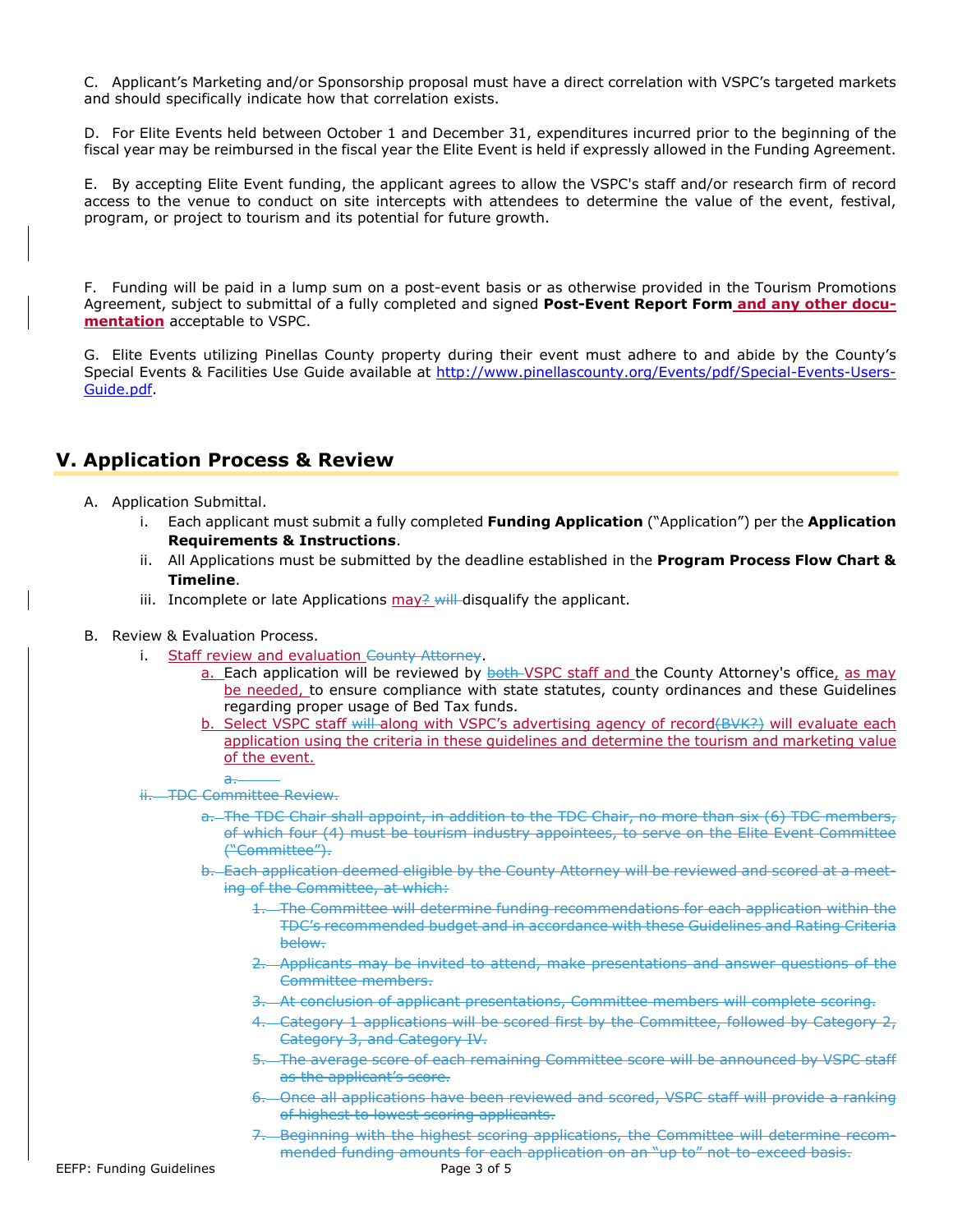C. Applicant's Marketing and/or Sponsorship proposal must have a direct correlation with VSPC's targeted markets and should specifically indicate how that correlation exists.

D. For Elite Events held between October 1 and December 31, expenditures incurred prior to the beginning of the fiscal year may be reimbursed in the fiscal year the Elite Event is held if expressly allowed in the Funding Agreement.

E. By accepting Elite Event funding, the applicant agrees to allow the VSPC's staff and/or research firm of record access to the venue to conduct on site intercepts with attendees to determine the value of the event, festival, program, or project to tourism and its potential for future growth.

F. Funding will be paid in a lump sum on a post-event basis or as otherwise provided in the Tourism Promotions Agreement, subject to submittal of a fully completed and signed **Post-Event Report Form and any other documentation** acceptable to VSPC.

G. Elite Events utilizing Pinellas County property during their event must adhere to and abide by the County's Special Events & Facilities Use Guide available at http://www.pinellascounty.org/Events/pdf/Special-Events-Users-Guide.pdf.

## V. Application Process & Review

A. Application Submittal.
   i. Each applicant must submit a fully completed **Funding Application** ("Application") per the **Application Requirements & Instructions**.
   ii. All Applications must be submitted by the deadline established in the **Program Process Flow Chart & Timeline**.
   iii. Incomplete or late Applications may~~?~~ ~~will~~ disqualify the applicant.

B. Review & Evaluation Process.
   i. Staff review and evaluation ~~County Attorney~~.
      a. Each application will be reviewed by ~~both~~ VSPC staff and the County Attorney's office, as may be needed, to ensure compliance with state statutes, county ordinances and these Guidelines regarding proper usage of Bed Tax funds.
      b. Select VSPC staff ~~will~~ along with VSPC's advertising agency of record~~(BVK?)~~ will evaluate each application using the criteria in these guidelines and determine the tourism and marketing value of the event.
      ~~a.~~
   ~~ii. TDC Committee Review.~~
      ~~a. The TDC Chair shall appoint, in addition to the TDC Chair, no more than six (6) TDC members, of which four (4) must be tourism industry appointees, to serve on the Elite Event Committee ("Committee").~~
      ~~b. Each application deemed eligible by the County Attorney will be reviewed and scored at a meeting of the Committee, at which:~~
         ~~1. The Committee will determine funding recommendations for each application within the TDC's recommended budget and in accordance with these Guidelines and Rating Criteria below.~~
         ~~2. Applicants may be invited to attend, make presentations and answer questions of the Committee members.~~
         ~~3. At conclusion of applicant presentations, Committee members will complete scoring.~~
         ~~4. Category 1 applications will be scored first by the Committee, followed by Category 2, Category 3, and Category IV.~~
         ~~5. The average score of each remaining Committee score will be announced by VSPC staff as the applicant's score.~~
         ~~6. Once all applications have been reviewed and scored, VSPC staff will provide a ranking of highest to lowest scoring applicants.~~
         ~~7. Beginning with the highest scoring applications, the Committee will determine recommended funding amounts for each application on an "up to" not-to-exceed basis.~~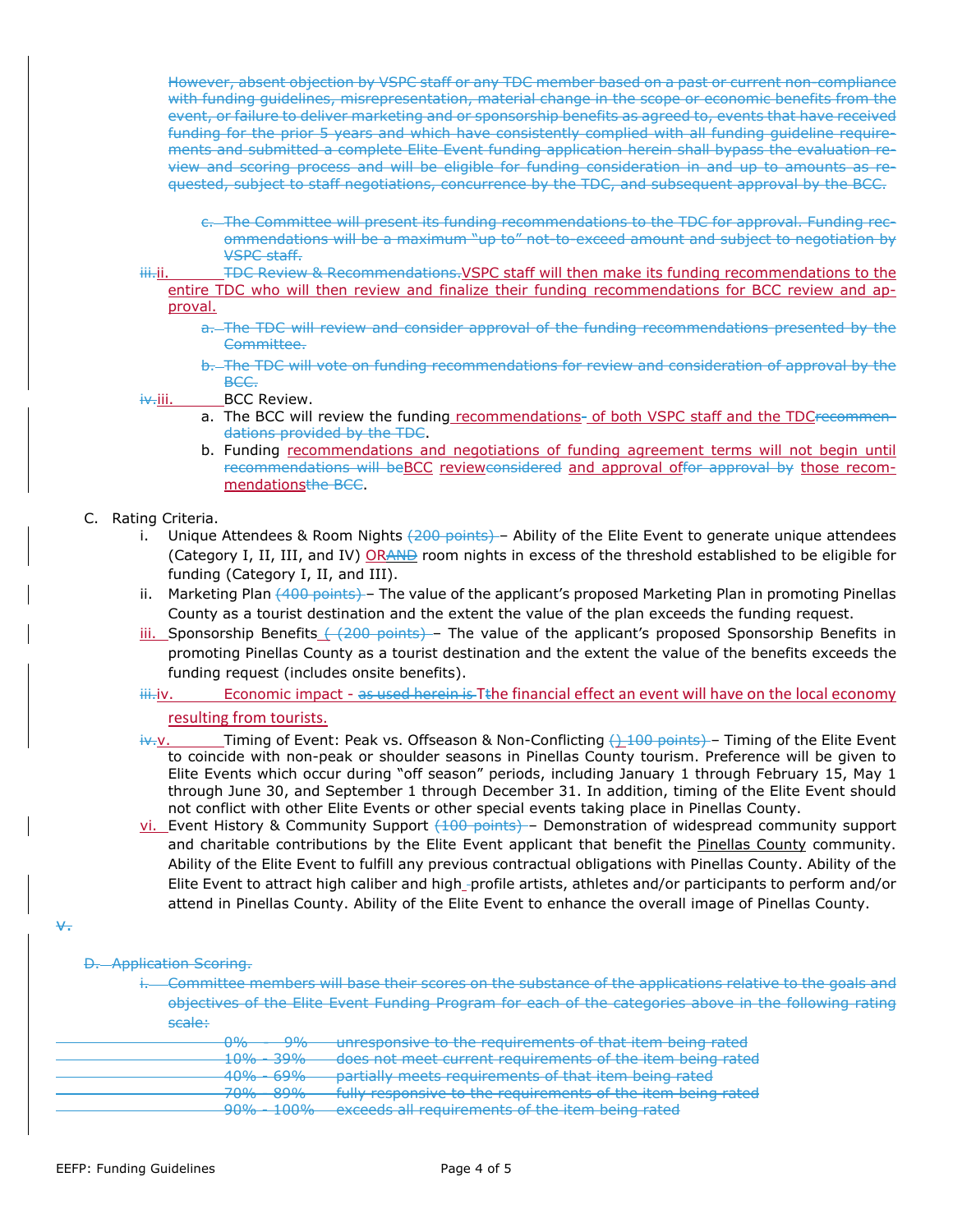~~However, absent objection by VSPC staff or any TDC member based on a past or current non-compliance with funding guidelines, misrepresentation, material change in the scope or economic benefits from the event, or failure to deliver marketing and or sponsorship benefits as agreed to, events that have received funding for the prior 5 years and which have consistently complied with all funding guideline requirements and submitted a complete Elite Event funding application herein shall bypass the evaluation review and scoring process and will be eligible for funding consideration in and up to amounts as requested, subject to staff negotiations, concurrence by the TDC, and subsequent approval by the BCC.~~

~~c. The Committee will present its funding recommendations to the TDC for approval. Funding recommendations will be a maximum "up to" not-to-exceed amount and subject to negotiation by VSPC staff.~~

~~iii.~~ii. ~~TDC Review & Recommendations.~~VSPC staff will then make its funding recommendations to the entire TDC who will then review and finalize their funding recommendations for BCC review and approval.

~~a. The TDC will review and consider approval of the funding recommendations presented by the Committee.~~

~~b. The TDC will vote on funding recommendations for review and consideration of approval by the BCC.~~

~~iv.~~iii. BCC Review.

a. The BCC will review the funding recommendations~~-~~ of both VSPC staff and the TDC~~recommendations provided by the TDC~~.

b. Funding recommendations and negotiations of funding agreement terms will not begin until ~~recommendations will be~~BCC review~~considered~~ and approval of~~for approval by~~ those recommendations~~the BCC~~.

C. Rating Criteria.

i. Unique Attendees & Room Nights ~~(200 points)~~ – Ability of the Elite Event to generate unique attendees (Category I, II, III, and IV) OR~~AND~~ room nights in excess of the threshold established to be eligible for funding (Category I, II, and III).

ii. Marketing Plan ~~(400 points)~~ – The value of the applicant's proposed Marketing Plan in promoting Pinellas County as a tourist destination and the extent the value of the plan exceeds the funding request.

iii. Sponsorship Benefits ~~( (200 points)~~ – The value of the applicant's proposed Sponsorship Benefits in promoting Pinellas County as a tourist destination and the extent the value of the benefits exceeds the funding request (includes onsite benefits).

~~iii.~~iv. Economic impact - ~~as used herein is~~ ~~T~~the financial effect an event will have on the local economy resulting from tourists.

~~iv.~~v. Timing of Event: Peak vs. Offseason & Non-Conflicting ~~() 100 points)~~ – Timing of the Elite Event to coincide with non-peak or shoulder seasons in Pinellas County tourism. Preference will be given to Elite Events which occur during "off season" periods, including January 1 through February 15, May 1 through June 30, and September 1 through December 31. In addition, timing of the Elite Event should not conflict with other Elite Events or other special events taking place in Pinellas County.

vi. Event History & Community Support ~~(100 points)~~ – Demonstration of widespread community support and charitable contributions by the Elite Event applicant that benefit the Pinellas County community. Ability of the Elite Event to fulfill any previous contractual obligations with Pinellas County. Ability of the Elite Event to attract high caliber and high~~-~~profile artists, athletes and/or participants to perform and/or attend in Pinellas County. Ability of the Elite Event to enhance the overall image of Pinellas County.

~~V.~~

~~D. Application Scoring.~~

~~i. Committee members will base their scores on the substance of the applications relative to the goals and objectives of the Elite Event Funding Program for each of the categories above in the following rating scale:~~

| | |
|---|---|
| ~~0% - 9%~~ | ~~unresponsive to the requirements of that item being rated~~ |
| ~~10% - 39%~~ | ~~does not meet current requirements of the item being rated~~ |
| ~~40% - 69%~~ | ~~partially meets requirements of that item being rated~~ |
| ~~70% - 89%~~ | ~~fully responsive to the requirements of the item being rated~~ |
| ~~90% - 100%~~ | ~~exceeds all requirements of the item being rated~~ |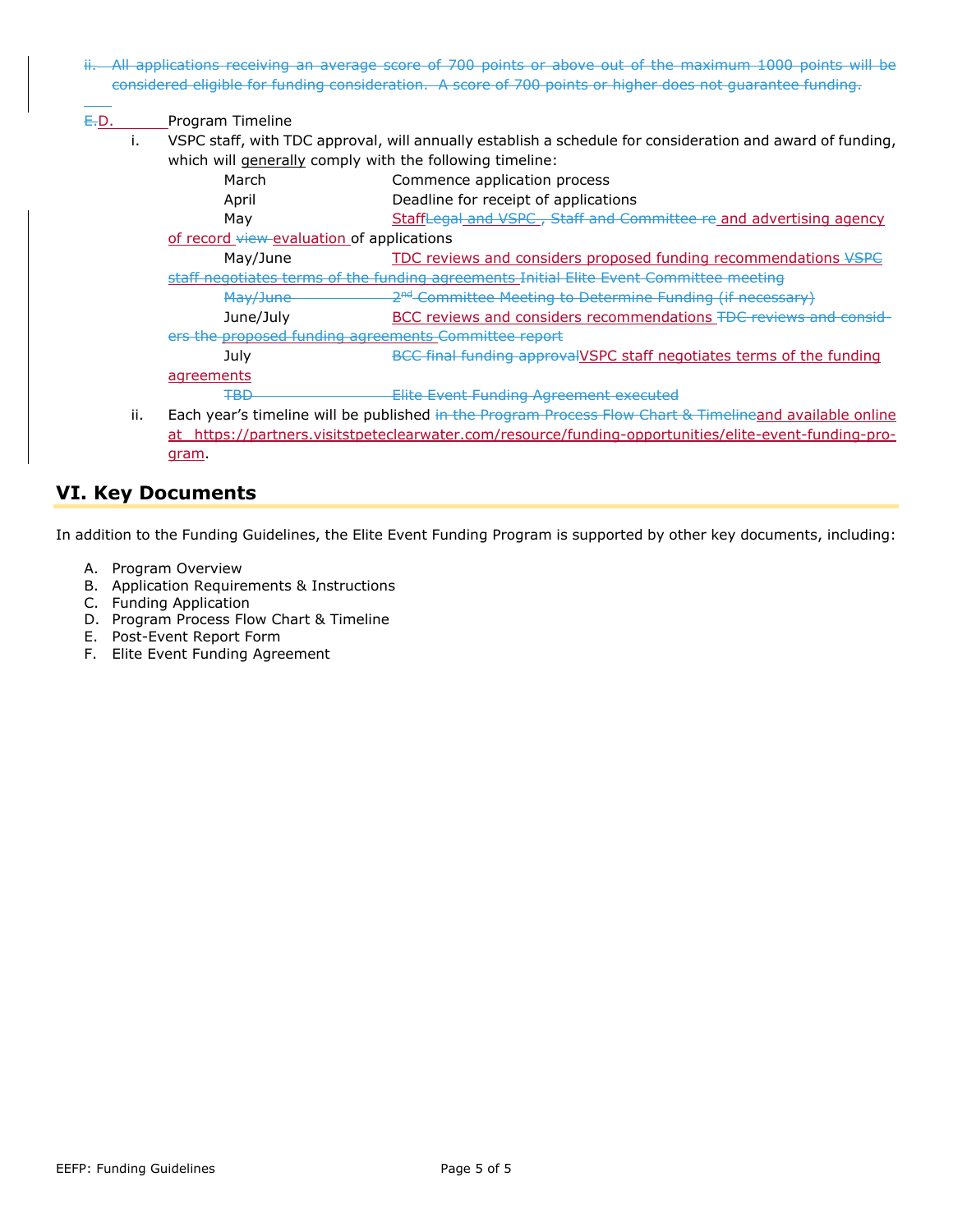~~ii. All applications receiving an average score of 700 points or above out of the maximum 1000 points will be considered eligible for funding consideration. A score of 700 points or higher does not guarantee funding.~~

~~E.~~D. Program Timeline

i. VSPC staff, with TDC approval, will annually establish a schedule for consideration and award of funding, which will generally comply with the following timeline:

| | |
|---|---|
| March | Commence application process |
| April | Deadline for receipt of applications |
| May | Staff~~Legal and VSPC , Staff and Committee re~~ and advertising agency of record ~~view~~ evaluation of applications |
| May/June | TDC reviews and considers proposed funding recommendations ~~VSPC staff negotiates terms of the funding agreements Initial Elite Event Committee meeting~~ |
| ~~May/June~~ | ~~2nd Committee Meeting to Determine Funding (if necessary)~~ |
| June/July | BCC reviews and considers recommendations ~~TDC reviews and considers the proposed funding agreements Committee report~~ |
| July | ~~BCC final funding approval~~VSPC staff negotiates terms of the funding agreements |
| ~~TBD~~ | ~~Elite Event Funding Agreement executed~~ |

ii. Each year's timeline will be published ~~in the Program Process Flow Chart & Timeline~~and available online at https://partners.visitstpeteclearwater.com/resource/funding-opportunities/elite-event-funding-program.

## VI. Key Documents

In addition to the Funding Guidelines, the Elite Event Funding Program is supported by other key documents, including:

A. Program Overview
B. Application Requirements & Instructions
C. Funding Application
D. Program Process Flow Chart & Timeline
E. Post-Event Report Form
F. Elite Event Funding Agreement